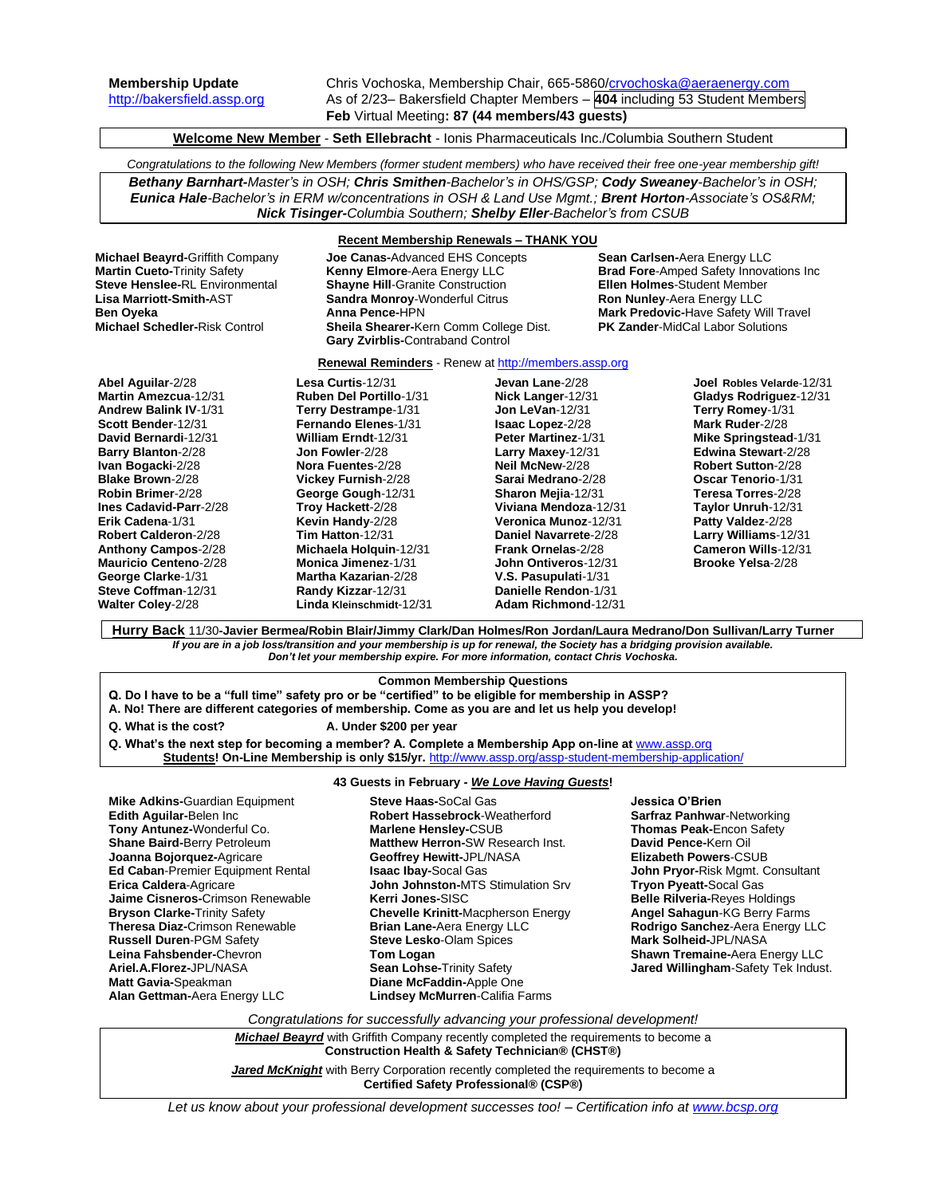**Membership Update**
http://bakersfield.assp.org

Chris Vochoska, Membership Chair, 665-5860/crvochoska@aeraenergy.com
As of 2/23– Bakersfield Chapter Members – **404** including 53 Student Members
**Feb** Virtual Meeting**: 87 (44 members/43 guests)**

**Welcome New Member** - **Seth Ellebracht** - Ionis Pharmaceuticals Inc./Columbia Southern Student

*Congratulations to the following New Members (former student members) who have received their free one-year membership gift!*

***Bethany Barnhart****-Master's in OSH;* ***Chris Smithen****-Bachelor's in OHS/GSP;* ***Cody Sweaney****-Bachelor's in OSH;* ***Eunica Hale****-Bachelor's in ERM w/concentrations in OSH & Land Use Mgmt.;* ***Brent Horton****-Associate's OS&RM;* ***Nick Tisinger****-Columbia Southern;* ***Shelby Eller****-Bachelor's from CSUB*

## Recent Membership Renewals – THANK YOU

- **Michael Beayrd-**Griffith Company
- **Martin Cueto-**Trinity Safety
- **Steve Henslee-**RL Environmental
- **Lisa Marriott-Smith-**AST
- **Ben Oyeka**
- **Michael Schedler-**Risk Control
- **Joe Canas-**Advanced EHS Concepts
- **Kenny Elmore**-Aera Energy LLC
- **Shayne Hill**-Granite Construction
- **Sandra Monroy**-Wonderful Citrus
- **Anna Pence-**HPN
- **Sheila Shearer-**Kern Comm College Dist.
- **Gary Zvirblis-**Contraband Control
- **Sean Carlsen-**Aera Energy LLC
- **Brad Fore**-Amped Safety Innovations Inc
- **Ellen Holmes**-Student Member
- **Ron Nunley**-Aera Energy LLC
- **Mark Predovic-**Have Safety Will Travel
- **PK Zander**-MidCal Labor Solutions

## Renewal Reminders - Renew at http://members.assp.org

- **Abel Aguilar**-2/28
- **Martin Amezcua**-12/31
- **Andrew Balink IV**-1/31
- **Scott Bender**-12/31
- **David Bernardi**-12/31
- **Barry Blanton**-2/28
- **Ivan Bogacki**-2/28
- **Blake Brown**-2/28
- **Robin Brimer**-2/28
- **Ines Cadavid-Parr**-2/28
- **Erik Cadena**-1/31
- **Robert Calderon**-2/28
- **Anthony Campos**-2/28
- **Mauricio Centeno**-2/28
- **George Clarke**-1/31
- **Steve Coffman**-12/31
- **Walter Coley**-2/28
- **Lesa Curtis**-12/31
- **Ruben Del Portillo**-1/31
- **Terry Destrampe**-1/31
- **Fernando Elenes**-1/31
- **William Erndt**-12/31
- **Jon Fowler**-2/28
- **Nora Fuentes**-2/28
- **Vickey Furnish**-2/28
- **George Gough**-12/31
- **Troy Hackett**-2/28
- **Kevin Handy**-2/28
- **Tim Hatton**-12/31
- **Michaela Holquin**-12/31
- **Monica Jimenez**-1/31
- **Martha Kazarian**-2/28
- **Randy Kizzar**-12/31
- **Linda Kleinschmidt**-12/31
- **Jevan Lane**-2/28
- **Nick Langer**-12/31
- **Jon LeVan**-12/31
- **Isaac Lopez**-2/28
- **Peter Martinez**-1/31
- **Larry Maxey**-12/31
- **Neil McNew**-2/28
- **Sarai Medrano**-2/28
- **Sharon Mejia**-12/31
- **Viviana Mendoza**-12/31
- **Veronica Munoz**-12/31
- **Daniel Navarrete**-2/28
- **Frank Ornelas**-2/28
- **John Ontiveros**-12/31
- **V.S. Pasupulati**-1/31
- **Danielle Rendon**-1/31
- **Adam Richmond**-12/31
- **Joel Robles Velarde**-12/31
- **Gladys Rodriguez**-12/31
- **Terry Romey**-1/31
- **Mark Ruder**-2/28
- **Mike Springstead**-1/31
- **Edwina Stewart**-2/28
- **Robert Sutton**-2/28
- **Oscar Tenorio**-1/31
- **Teresa Torres**-2/28
- **Taylor Unruh**-12/31
- **Patty Valdez**-2/28
- **Larry Williams**-12/31
- **Cameron Wills**-12/31
- **Brooke Yelsa**-2/28

**Hurry Back** 11/30**-Javier Bermea/Robin Blair/Jimmy Clark/Dan Holmes/Ron Jordan/Laura Medrano/Don Sullivan/Larry Turner**

***If you are in a job loss/transition and your membership is up for renewal, the Society has a bridging provision available. Don't let your membership expire. For more information, contact Chris Vochoska.***

## Common Membership Questions

**Q. Do I have to be a "full time" safety pro or be "certified" to be eligible for membership in ASSP?**
**A. No! There are different categories of membership. Come as you are and let us help you develop!**

**Q. What is the cost?** **A. Under $200 per year**

**Q. What's the next step for becoming a member? A. Complete a Membership App on-line at** www.assp.org
**Students! On-Line Membership is only $15/yr.** http://www.assp.org/assp-student-membership-application/

## 43 Guests in February - *We Love Having Guests*!

- **Mike Adkins-**Guardian Equipment
- **Edith Aguilar-**Belen Inc
- **Tony Antunez-**Wonderful Co.
- **Shane Baird-**Berry Petroleum
- **Joanna Bojorquez-**Agricare
- **Ed Caban**-Premier Equipment Rental
- **Erica Caldera**-Agricare
- **Jaime Cisneros-**Crimson Renewable
- **Bryson Clarke-**Trinity Safety
- **Theresa Diaz-**Crimson Renewable
- **Russell Duren**-PGM Safety
- **Leina Fahsbender-**Chevron
- **Ariel.A.Florez-**JPL/NASA
- **Matt Gavia-**Speakman
- **Alan Gettman-**Aera Energy LLC
- **Steve Haas-**SoCal Gas
- **Robert Hassebrock**-Weatherford
- **Marlene Hensley-**CSUB
- **Matthew Herron-**SW Research Inst.
- **Geoffrey Hewitt-**JPL/NASA
- **Isaac Ibay-**Socal Gas
- **John Johnston-**MTS Stimulation Srv
- **Kerri Jones-**SISC
- **Chevelle Krinitt-**Macpherson Energy
- **Brian Lane-**Aera Energy LLC
- **Steve Lesko**-Olam Spices
- **Tom Logan**
- **Sean Lohse-**Trinity Safety
- **Diane McFaddin-**Apple One
- **Lindsey McMurren**-Califia Farms
- **Jessica O'Brien**
- **Sarfraz Panhwar**-Networking
- **Thomas Peak-**Encon Safety
- **David Pence-**Kern Oil
- **Elizabeth Powers**-CSUB
- **John Pryor-**Risk Mgmt. Consultant
- **Tryon Pyeatt-**Socal Gas
- **Belle Rilveria-**Reyes Holdings
- **Angel Sahagun**-KG Berry Farms
- **Rodrigo Sanchez**-Aera Energy LLC
- **Mark Solheid-**JPL/NASA
- **Shawn Tremaine-**Aera Energy LLC
- **Jared Willingham**-Safety Tek Indust.

*Congratulations for successfully advancing your professional development!*

***Michael Beayrd*** with Griffith Company recently completed the requirements to become a **Construction Health & Safety Technician® (CHST®)**

***Jared McKnight*** with Berry Corporation recently completed the requirements to become a **Certified Safety Professional® (CSP®)**

*Let us know about your professional development successes too! – Certification info at www.bcsp.org*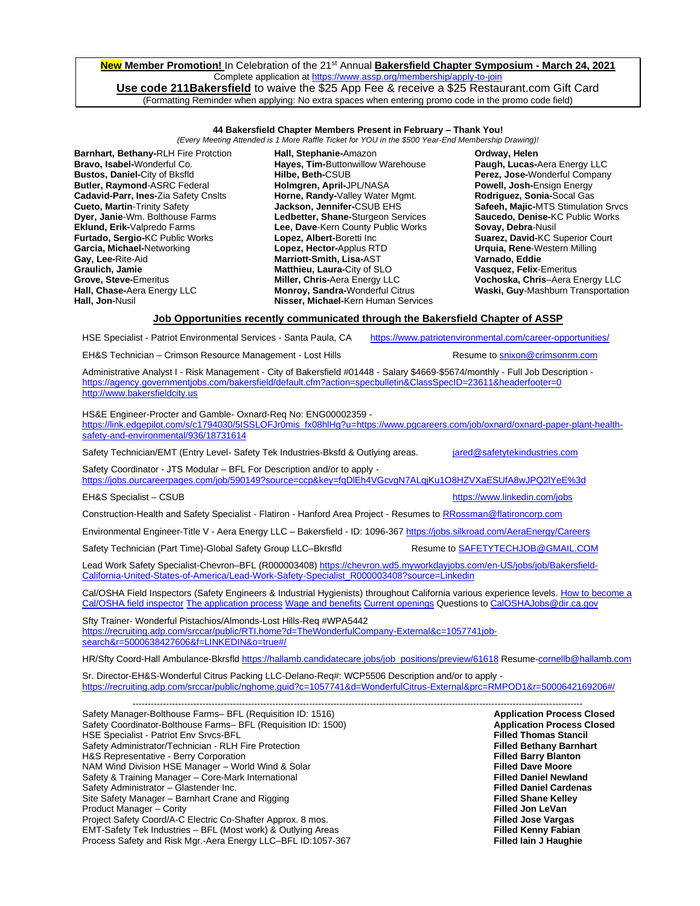**New Member Promotion!** In Celebration of the 21st Annual **Bakersfield Chapter Symposium - March 24, 2021**

Complete application at https://www.assp.org/membership/apply-to-join

**Use code 211Bakersfield** to waive the $25 App Fee & receive a $25 Restaurant.com Gift Card

(Formatting Reminder when applying: No extra spaces when entering promo code in the promo code field)

**44 Bakersfield Chapter Members Present in February – Thank You!**

*(Every Meeting Attended is 1 More Raffle Ticket for YOU in the $500 Year-End Membership Drawing)!*

**Barnhart, Bethany-**RLH Fire Protction
**Bravo, Isabel-**Wonderful Co.
**Bustos, Daniel-**City of Bksfld
**Butler, Raymond**-ASRC Federal
**Cadavid-Parr, Ines-**Zia Safety Cnslts
**Cueto, Martin**-Trinity Safety
**Dyer, Janie**-Wm. Bolthouse Farms
**Eklund, Erik-**Valpredo Farms
**Furtado, Sergio-**KC Public Works
**Garcia, Michael-**Networking
**Gay, Lee-**Rite-Aid
**Graulich, Jamie**
**Grove, Steve-**Emeritus
**Hall, Chase-**Aera Energy LLC
**Hall, Jon-**Nusil
**Hall, Stephanie-**Amazon
**Hayes, Tim-**Buttonwillow Warehouse
**Hilbe, Beth-**CSUB
**Holmgren, April-**JPL/NASA
**Horne, Randy-**Valley Water Mgmt.
**Jackson, Jennifer-**CSUB EHS
**Ledbetter, Shane-**Sturgeon Services
**Lee, Dave**-Kern County Public Works
**Lopez, Albert-**Boretti Inc
**Lopez, Hector-**Applus RTD
**Marriott-Smith, Lisa-**AST
**Matthieu, Laura-**City of SLO
**Miller, Chris-**Aera Energy LLC
**Monroy, Sandra-**Wonderful Citrus
**Nisser, Michael-**Kern Human Services
**Ordway, Helen**
**Paugh, Lucas-**Aera Energy LLC
**Perez, Jose-**Wonderful Company
**Powell, Josh-**Ensign Energy
**Rodriguez, Sonia-**Socal Gas
**Safeeh, Majic-**MTS Stimulation Srvcs
**Saucedo, Denise-**KC Public Works
**Sovay, Debra**-Nusil
**Suarez, David-**KC Superior Court
**Urquia, Rene**-Western Milling
**Varnado, Eddie**
**Vasquez, Felix**-Emeritus
**Vochoska, Chris**–Aera Energy LLC
**Waski, Guy**-Mashburn Transportation

## Job Opportunities recently communicated through the Bakersfield Chapter of ASSP

HSE Specialist - Patriot Environmental Services - Santa Paula, CA https://www.patriotenvironmental.com/career-opportunities/

EH&S Technician – Crimson Resource Management - Lost Hills Resume to snixon@crimsonrm.com

Administrative Analyst I - Risk Management - City of Bakersfield #01448 - Salary $4669-$5674/monthly - Full Job Description - https://agency.governmentjobs.com/bakersfield/default.cfm?action=specbulletin&ClassSpecID=23611&headerfooter=0 http://www.bakersfieldcity.us

HS&E Engineer-Procter and Gamble- Oxnard-Req No: ENG00002359 - https://link.edgepilot.com/s/c1794030/5ISSLOFJr0mis_fx08hlHg?u=https://www.pgcareers.com/job/oxnard/oxnard-paper-plant-health-safety-and-environmental/936/18731614

Safety Technician/EMT (Entry Level- Safety Tek Industries-Bksfd & Outlying areas. jared@safetytekindustries.com

Safety Coordinator - JTS Modular – BFL For Description and/or to apply - https://jobs.ourcareerpages.com/job/590149?source=ccp&key=fqDlEh4VGcvgN7ALqjKu1O8HZVXaESUfA8wJPQ2lYeE%3d

EH&S Specialist – CSUB https://www.linkedin.com/jobs

Construction-Health and Safety Specialist - Flatiron - Hanford Area Project - Resumes to RRossman@flatironcorp.com

Environmental Engineer-Title V - Aera Energy LLC – Bakersfield - ID: 1096-367 https://jobs.silkroad.com/AeraEnergy/Careers

Safety Technician (Part Time)-Global Safety Group LLC–Bkrsfld Resume to SAFETYTECHJOB@GMAIL.COM

Lead Work Safety Specialist-Chevron–BFL (R000003408) https://chevron.wd5.myworkdayjobs.com/en-US/jobs/job/Bakersfield-California-United-States-of-America/Lead-Work-Safety-Specialist_R000003408?source=Linkedin

Cal/OSHA Field Inspectors (Safety Engineers & Industrial Hygienists) throughout California various experience levels. How to become a Cal/OSHA field inspector The application process Wage and benefits Current openings Questions to CalOSHAJobs@dir.ca.gov

Sfty Trainer- Wonderful Pistachios/Almonds-Lost Hills-Req #WPA5442 https://recruiting.adp.com/srccar/public/RTI.home?d=TheWonderfulCompany-External&c=1057741&job-search&r=5000638427606&f=LINKEDIN&o=true#/

HR/Sfty Coord-Hall Ambulance-Bkrsfld https://hallamb.candidatecare.jobs/job_positions/preview/61618 Resume-cornellb@hallamb.com

Sr. Director-EH&S-Wonderful Citrus Packing LLC-Delano-Req#: WCP5506 Description and/or to apply - https://recruiting.adp.com/srccar/public/nghome.guid?c=1057741&d=WonderfulCitrus-External&prc=RMPOD1&r=5000642169206#/

---

| | |
|---|---|
| Safety Manager-Bolthouse Farms– BFL (Requisition ID: 1516) | **Application Process Closed** |
| Safety Coordinator-Bolthouse Farms– BFL (Requisition ID: 1500) | **Application Process Closed** |
| HSE Specialist - Patriot Env Srvcs-BFL | **Filled Thomas Stancil** |
| Safety Administrator/Technician - RLH Fire Protection | **Filled Bethany Barnhart** |
| H&S Representative - Berry Corporation | **Filled Barry Blanton** |
| NAM Wind Division HSE Manager – World Wind & Solar | **Filled Dave Moore** |
| Safety & Training Manager – Core-Mark International | **Filled Daniel Newland** |
| Safety Administrator – Glastender Inc. | **Filled Daniel Cardenas** |
| Site Safety Manager – Barnhart Crane and Rigging | **Filled Shane Kelley** |
| Product Manager – Cority | **Filled Jon LeVan** |
| Project Safety Coord/A-C Electric Co-Shafter Approx. 8 mos. | **Filled Jose Vargas** |
| EMT-Safety Tek Industries – BFL (Most work) & Outlying Areas | **Filled Kenny Fabian** |
| Process Safety and Risk Mgr.-Aera Energy LLC–BFL ID:1057-367 | **Filled Iain J Haughie** |